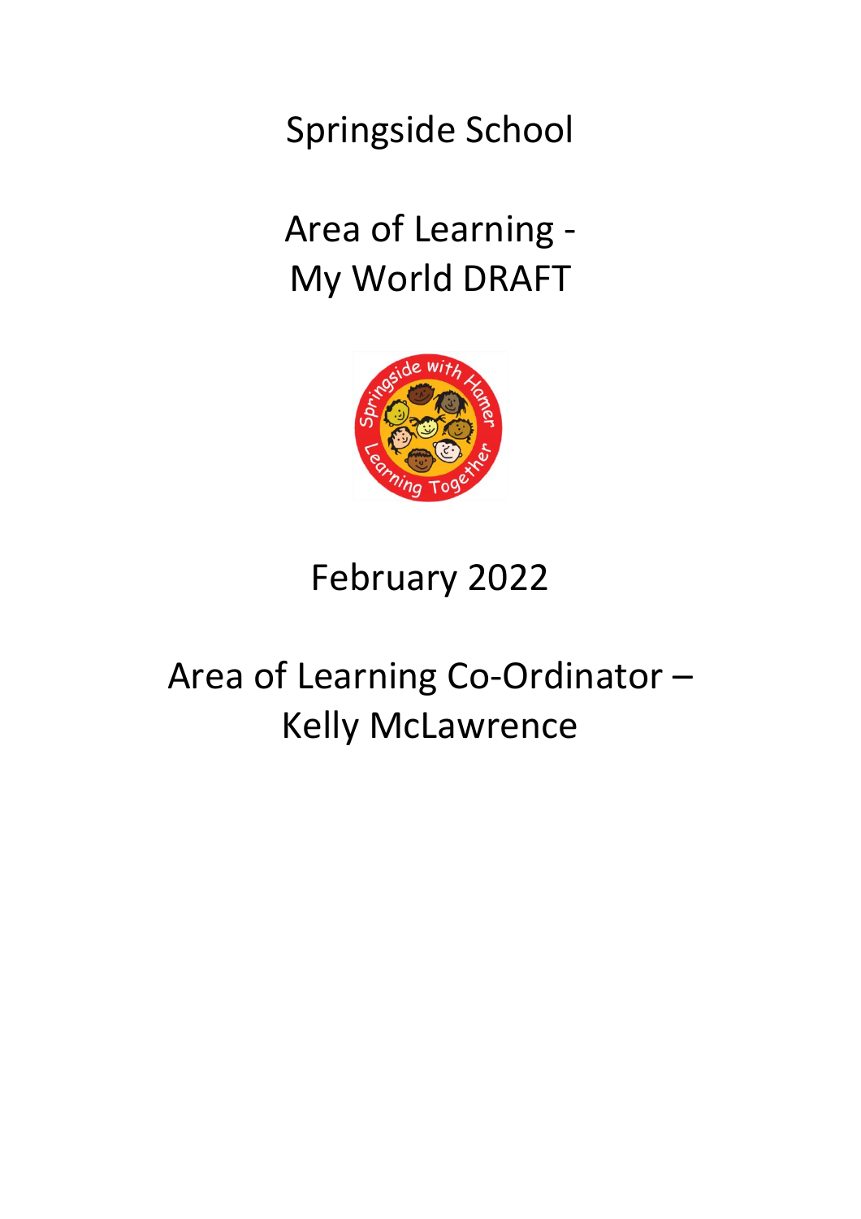# Springside School

## Area of Learning - My World DRAFT

February 2022

Area of Learning Co-Ordinator – Kelly McLawrence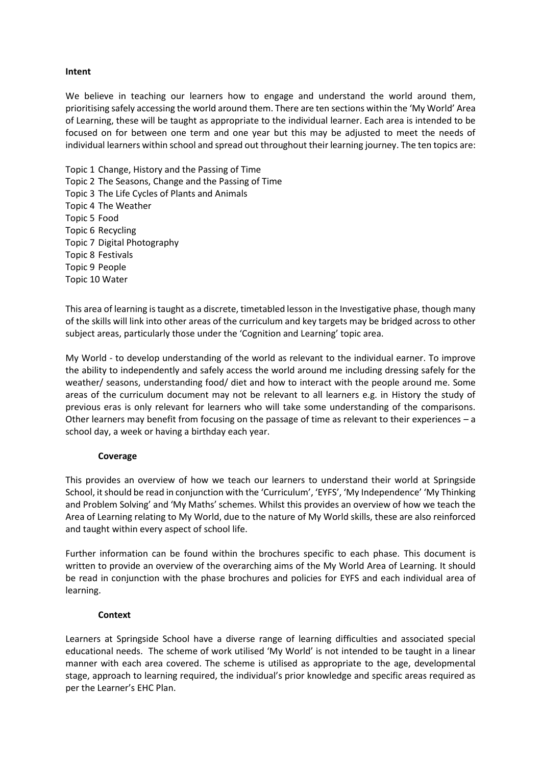**Intent**

We believe in teaching our learners how to engage and understand the world around them, prioritising safely accessing the world around them. There are ten sections within the 'My World' Area of Learning, these will be taught as appropriate to the individual learner. Each area is intended to be focused on for between one term and one year but this may be adjusted to meet the needs of individual learners within school and spread out throughout their learning journey. The ten topics are:

Topic 1 Change, History and the Passing of Time
Topic 2 The Seasons, Change and the Passing of Time
Topic 3 The Life Cycles of Plants and Animals
Topic 4 The Weather
Topic 5 Food
Topic 6 Recycling
Topic 7 Digital Photography
Topic 8 Festivals
Topic 9 People
Topic 10 Water

This area of learning is taught as a discrete, timetabled lesson in the Investigative phase, though many of the skills will link into other areas of the curriculum and key targets may be bridged across to other subject areas, particularly those under the 'Cognition and Learning' topic area.

My World - to develop understanding of the world as relevant to the individual earner. To improve the ability to independently and safely access the world around me including dressing safely for the weather/ seasons, understanding food/ diet and how to interact with the people around me. Some areas of the curriculum document may not be relevant to all learners e.g. in History the study of previous eras is only relevant for learners who will take some understanding of the comparisons. Other learners may benefit from focusing on the passage of time as relevant to their experiences – a school day, a week or having a birthday each year.

**Coverage**

This provides an overview of how we teach our learners to understand their world at Springside School, it should be read in conjunction with the 'Curriculum', 'EYFS', 'My Independence' 'My Thinking and Problem Solving' and 'My Maths' schemes. Whilst this provides an overview of how we teach the Area of Learning relating to My World, due to the nature of My World skills, these are also reinforced and taught within every aspect of school life.

Further information can be found within the brochures specific to each phase. This document is written to provide an overview of the overarching aims of the My World Area of Learning. It should be read in conjunction with the phase brochures and policies for EYFS and each individual area of learning.

**Context**

Learners at Springside School have a diverse range of learning difficulties and associated special educational needs. The scheme of work utilised 'My World' is not intended to be taught in a linear manner with each area covered. The scheme is utilised as appropriate to the age, developmental stage, approach to learning required, the individual's prior knowledge and specific areas required as per the Learner's EHC Plan.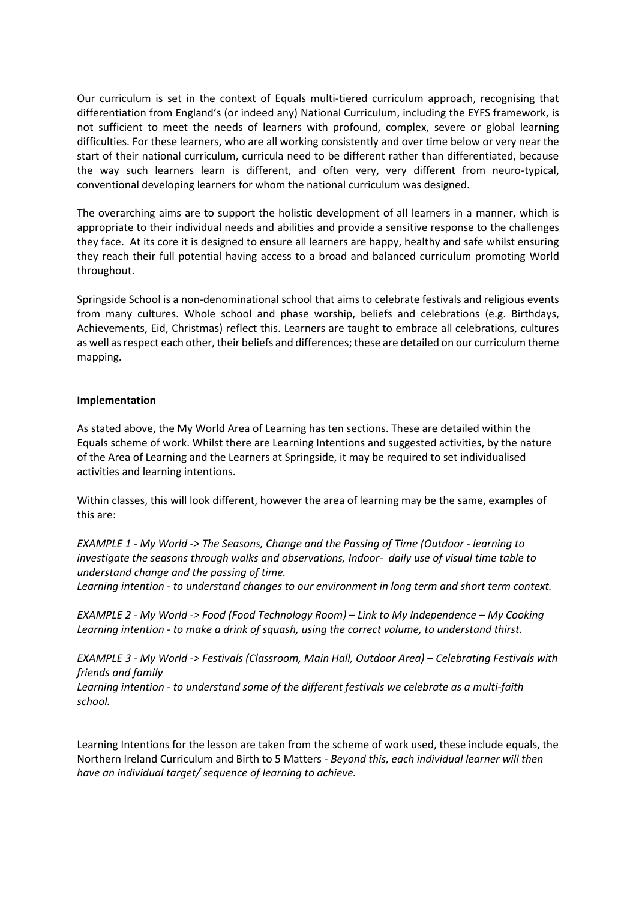Our curriculum is set in the context of Equals multi-tiered curriculum approach, recognising that differentiation from England's (or indeed any) National Curriculum, including the EYFS framework, is not sufficient to meet the needs of learners with profound, complex, severe or global learning difficulties. For these learners, who are all working consistently and over time below or very near the start of their national curriculum, curricula need to be different rather than differentiated, because the way such learners learn is different, and often very, very different from neuro-typical, conventional developing learners for whom the national curriculum was designed.

The overarching aims are to support the holistic development of all learners in a manner, which is appropriate to their individual needs and abilities and provide a sensitive response to the challenges they face. At its core it is designed to ensure all learners are happy, healthy and safe whilst ensuring they reach their full potential having access to a broad and balanced curriculum promoting World throughout.

Springside School is a non-denominational school that aims to celebrate festivals and religious events from many cultures. Whole school and phase worship, beliefs and celebrations (e.g. Birthdays, Achievements, Eid, Christmas) reflect this. Learners are taught to embrace all celebrations, cultures as well as respect each other, their beliefs and differences; these are detailed on our curriculum theme mapping.

**Implementation**

As stated above, the My World Area of Learning has ten sections. These are detailed within the Equals scheme of work. Whilst there are Learning Intentions and suggested activities, by the nature of the Area of Learning and the Learners at Springside, it may be required to set individualised activities and learning intentions.

Within classes, this will look different, however the area of learning may be the same, examples of this are:

*EXAMPLE 1 - My World -> The Seasons, Change and the Passing of Time (Outdoor - learning to investigate the seasons through walks and observations, Indoor- daily use of visual time table to understand change and the passing of time.*
*Learning intention - to understand changes to our environment in long term and short term context.*

*EXAMPLE 2 - My World -> Food (Food Technology Room) – Link to My Independence – My Cooking*
*Learning intention - to make a drink of squash, using the correct volume, to understand thirst.*

*EXAMPLE 3 - My World -> Festivals (Classroom, Main Hall, Outdoor Area) – Celebrating Festivals with friends and family*
*Learning intention - to understand some of the different festivals we celebrate as a multi-faith school.*

Learning Intentions for the lesson are taken from the scheme of work used, these include equals, the Northern Ireland Curriculum and Birth to 5 Matters - *Beyond this, each individual learner will then have an individual target/ sequence of learning to achieve.*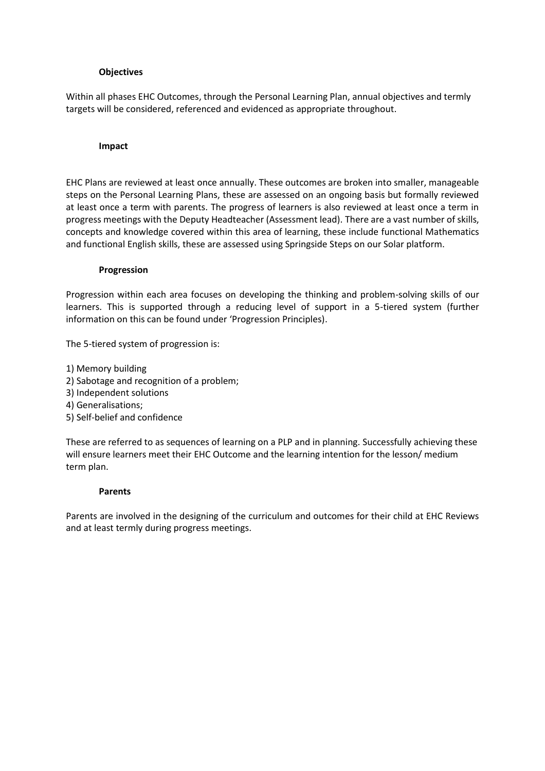**Objectives**

Within all phases EHC Outcomes, through the Personal Learning Plan, annual objectives and termly targets will be considered, referenced and evidenced as appropriate throughout.

**Impact**

EHC Plans are reviewed at least once annually. These outcomes are broken into smaller, manageable steps on the Personal Learning Plans, these are assessed on an ongoing basis but formally reviewed at least once a term with parents. The progress of learners is also reviewed at least once a term in progress meetings with the Deputy Headteacher (Assessment lead). There are a vast number of skills, concepts and knowledge covered within this area of learning, these include functional Mathematics and functional English skills, these are assessed using Springside Steps on our Solar platform.

**Progression**

Progression within each area focuses on developing the thinking and problem-solving skills of our learners. This is supported through a reducing level of support in a 5-tiered system (further information on this can be found under 'Progression Principles).

The 5-tiered system of progression is:

1) Memory building
2) Sabotage and recognition of a problem;
3) Independent solutions
4) Generalisations;
5) Self-belief and confidence

These are referred to as sequences of learning on a PLP and in planning. Successfully achieving these will ensure learners meet their EHC Outcome and the learning intention for the lesson/ medium term plan.

**Parents**

Parents are involved in the designing of the curriculum and outcomes for their child at EHC Reviews and at least termly during progress meetings.